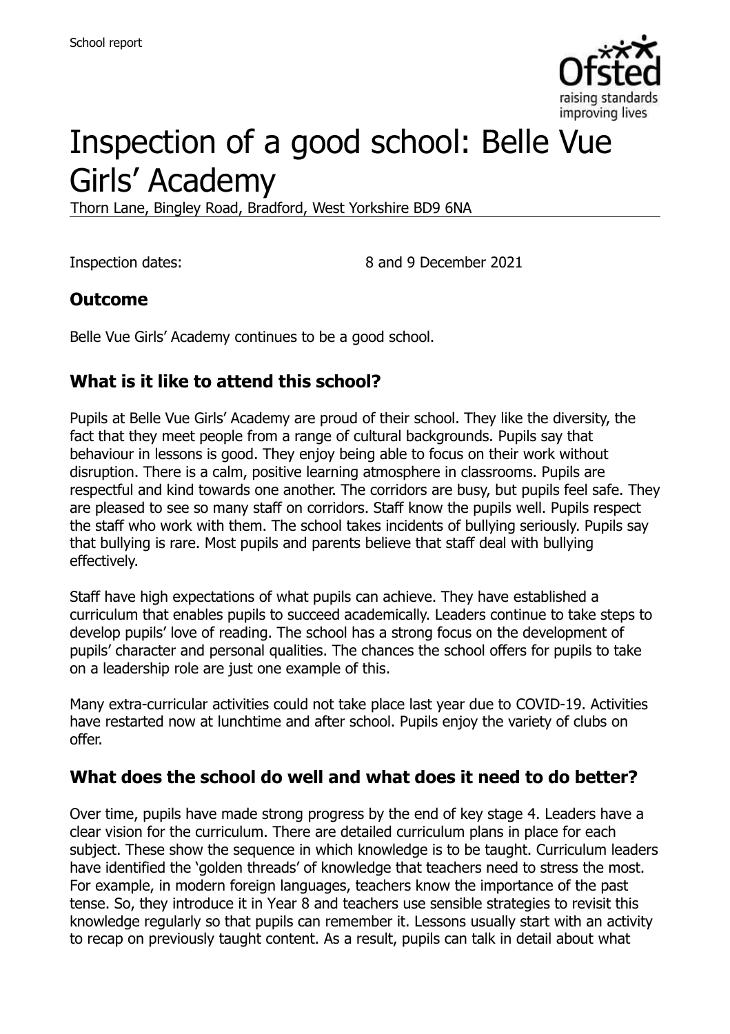School report

# Inspection of a good school: Belle Vue Girls' Academy

Thorn Lane, Bingley Road, Bradford, West Yorkshire BD9 6NA

Inspection dates: 8 and 9 December 2021

## Outcome

Belle Vue Girls' Academy continues to be a good school.

## What is it like to attend this school?

Pupils at Belle Vue Girls' Academy are proud of their school. They like the diversity, the fact that they meet people from a range of cultural backgrounds. Pupils say that behaviour in lessons is good. They enjoy being able to focus on their work without disruption. There is a calm, positive learning atmosphere in classrooms. Pupils are respectful and kind towards one another. The corridors are busy, but pupils feel safe. They are pleased to see so many staff on corridors. Staff know the pupils well. Pupils respect the staff who work with them. The school takes incidents of bullying seriously. Pupils say that bullying is rare. Most pupils and parents believe that staff deal with bullying effectively.

Staff have high expectations of what pupils can achieve. They have established a curriculum that enables pupils to succeed academically. Leaders continue to take steps to develop pupils' love of reading. The school has a strong focus on the development of pupils' character and personal qualities. The chances the school offers for pupils to take on a leadership role are just one example of this.

Many extra-curricular activities could not take place last year due to COVID-19. Activities have restarted now at lunchtime and after school. Pupils enjoy the variety of clubs on offer.

## What does the school do well and what does it need to do better?

Over time, pupils have made strong progress by the end of key stage 4. Leaders have a clear vision for the curriculum. There are detailed curriculum plans in place for each subject. These show the sequence in which knowledge is to be taught. Curriculum leaders have identified the 'golden threads' of knowledge that teachers need to stress the most. For example, in modern foreign languages, teachers know the importance of the past tense. So, they introduce it in Year 8 and teachers use sensible strategies to revisit this knowledge regularly so that pupils can remember it. Lessons usually start with an activity to recap on previously taught content. As a result, pupils can talk in detail about what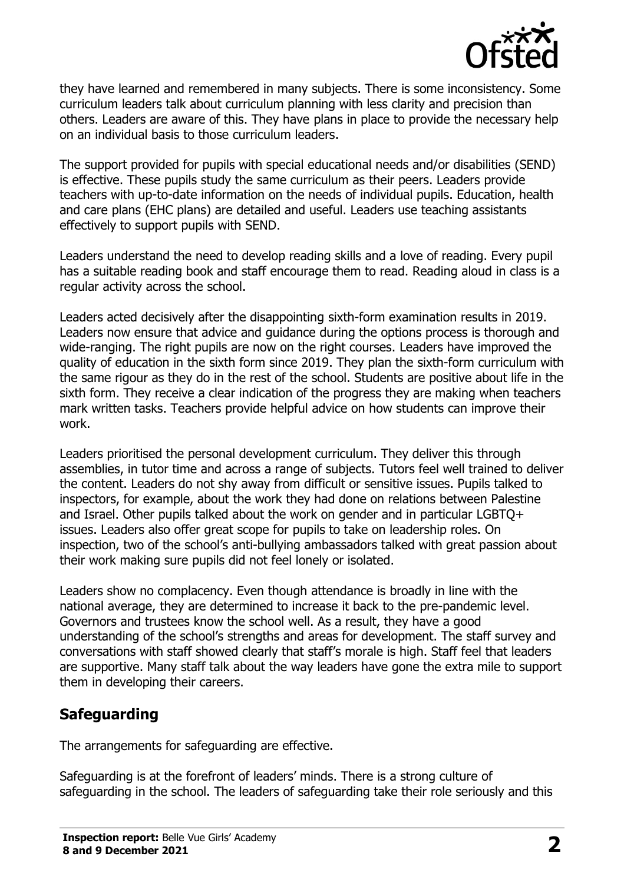they have learned and remembered in many subjects. There is some inconsistency. Some curriculum leaders talk about curriculum planning with less clarity and precision than others. Leaders are aware of this. They have plans in place to provide the necessary help on an individual basis to those curriculum leaders.

The support provided for pupils with special educational needs and/or disabilities (SEND) is effective. These pupils study the same curriculum as their peers. Leaders provide teachers with up-to-date information on the needs of individual pupils. Education, health and care plans (EHC plans) are detailed and useful. Leaders use teaching assistants effectively to support pupils with SEND.

Leaders understand the need to develop reading skills and a love of reading. Every pupil has a suitable reading book and staff encourage them to read. Reading aloud in class is a regular activity across the school.

Leaders acted decisively after the disappointing sixth-form examination results in 2019. Leaders now ensure that advice and guidance during the options process is thorough and wide-ranging. The right pupils are now on the right courses. Leaders have improved the quality of education in the sixth form since 2019. They plan the sixth-form curriculum with the same rigour as they do in the rest of the school. Students are positive about life in the sixth form. They receive a clear indication of the progress they are making when teachers mark written tasks. Teachers provide helpful advice on how students can improve their work.

Leaders prioritised the personal development curriculum. They deliver this through assemblies, in tutor time and across a range of subjects. Tutors feel well trained to deliver the content. Leaders do not shy away from difficult or sensitive issues. Pupils talked to inspectors, for example, about the work they had done on relations between Palestine and Israel. Other pupils talked about the work on gender and in particular LGBTQ+ issues. Leaders also offer great scope for pupils to take on leadership roles. On inspection, two of the school's anti-bullying ambassadors talked with great passion about their work making sure pupils did not feel lonely or isolated.

Leaders show no complacency. Even though attendance is broadly in line with the national average, they are determined to increase it back to the pre-pandemic level. Governors and trustees know the school well. As a result, they have a good understanding of the school's strengths and areas for development. The staff survey and conversations with staff showed clearly that staff's morale is high. Staff feel that leaders are supportive. Many staff talk about the way leaders have gone the extra mile to support them in developing their careers.

## Safeguarding

The arrangements for safeguarding are effective.

Safeguarding is at the forefront of leaders' minds. There is a strong culture of safeguarding in the school. The leaders of safeguarding take their role seriously and this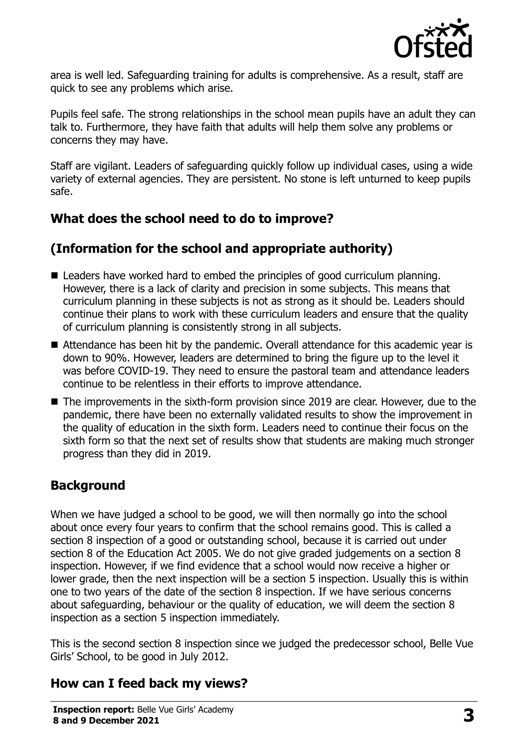area is well led. Safeguarding training for adults is comprehensive. As a result, staff are quick to see any problems which arise.

Pupils feel safe. The strong relationships in the school mean pupils have an adult they can talk to. Furthermore, they have faith that adults will help them solve any problems or concerns they may have.

Staff are vigilant. Leaders of safeguarding quickly follow up individual cases, using a wide variety of external agencies. They are persistent. No stone is left unturned to keep pupils safe.

## What does the school need to do to improve?

## (Information for the school and appropriate authority)

- Leaders have worked hard to embed the principles of good curriculum planning. However, there is a lack of clarity and precision in some subjects. This means that curriculum planning in these subjects is not as strong as it should be. Leaders should continue their plans to work with these curriculum leaders and ensure that the quality of curriculum planning is consistently strong in all subjects.
- Attendance has been hit by the pandemic. Overall attendance for this academic year is down to 90%. However, leaders are determined to bring the figure up to the level it was before COVID-19. They need to ensure the pastoral team and attendance leaders continue to be relentless in their efforts to improve attendance.
- The improvements in the sixth-form provision since 2019 are clear. However, due to the pandemic, there have been no externally validated results to show the improvement in the quality of education in the sixth form. Leaders need to continue their focus on the sixth form so that the next set of results show that students are making much stronger progress than they did in 2019.

## Background

When we have judged a school to be good, we will then normally go into the school about once every four years to confirm that the school remains good. This is called a section 8 inspection of a good or outstanding school, because it is carried out under section 8 of the Education Act 2005. We do not give graded judgements on a section 8 inspection. However, if we find evidence that a school would now receive a higher or lower grade, then the next inspection will be a section 5 inspection. Usually this is within one to two years of the date of the section 8 inspection. If we have serious concerns about safeguarding, behaviour or the quality of education, we will deem the section 8 inspection as a section 5 inspection immediately.

This is the second section 8 inspection since we judged the predecessor school, Belle Vue Girls' School, to be good in July 2012.

## How can I feed back my views?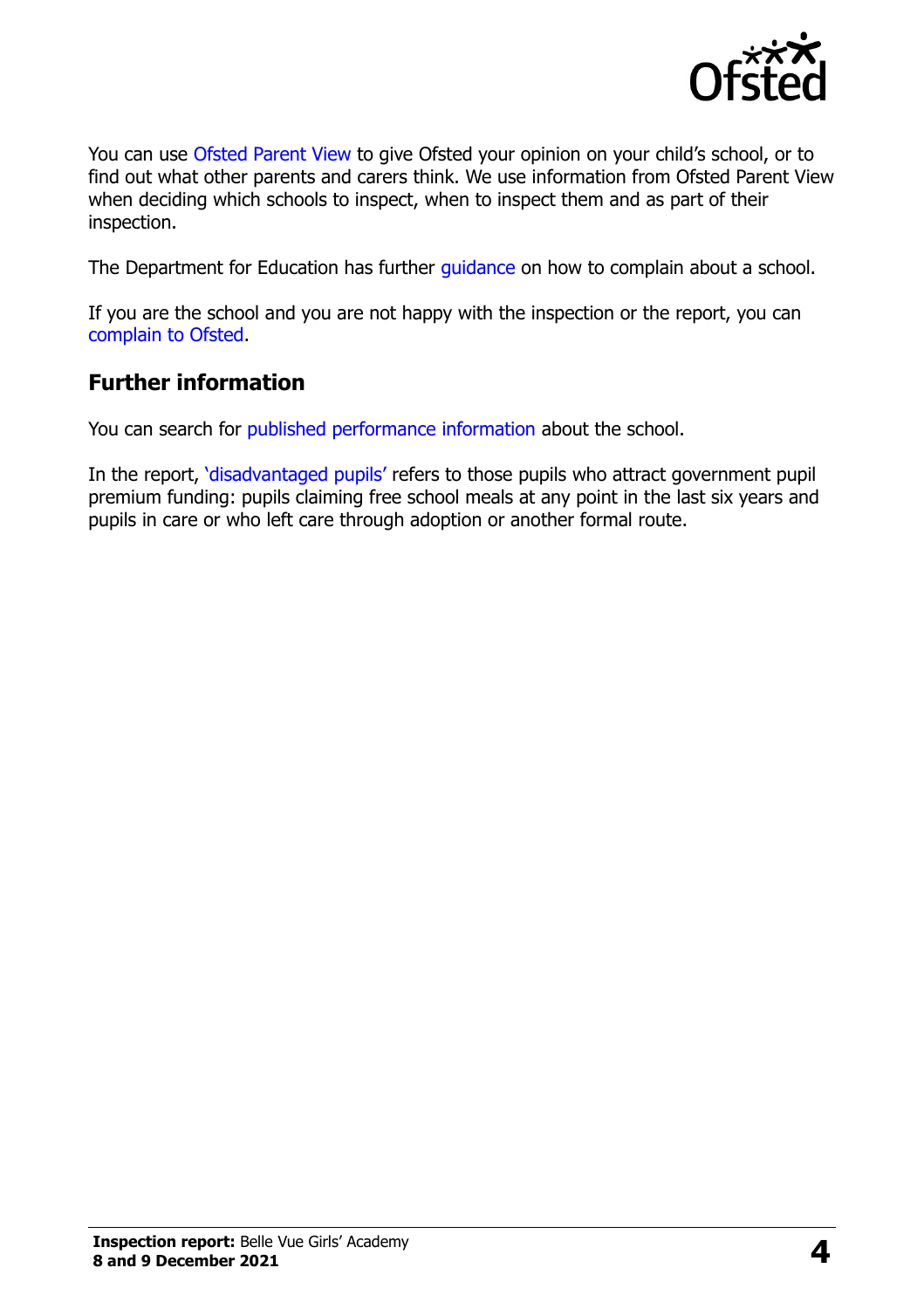You can use Ofsted Parent View to give Ofsted your opinion on your child's school, or to find out what other parents and carers think. We use information from Ofsted Parent View when deciding which schools to inspect, when to inspect them and as part of their inspection.

The Department for Education has further guidance on how to complain about a school.

If you are the school and you are not happy with the inspection or the report, you can complain to Ofsted.

## Further information

You can search for published performance information about the school.

In the report, 'disadvantaged pupils' refers to those pupils who attract government pupil premium funding: pupils claiming free school meals at any point in the last six years and pupils in care or who left care through adoption or another formal route.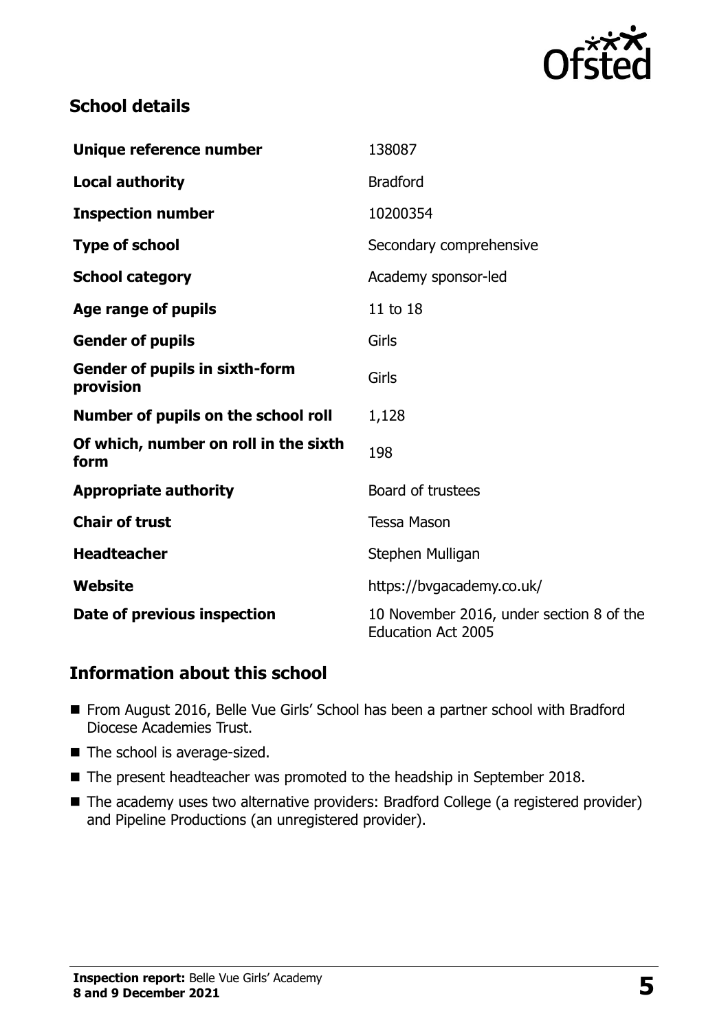## School details

| | |
|---|---|
| **Unique reference number** | 138087 |
| **Local authority** | Bradford |
| **Inspection number** | 10200354 |
| **Type of school** | Secondary comprehensive |
| **School category** | Academy sponsor-led |
| **Age range of pupils** | 11 to 18 |
| **Gender of pupils** | Girls |
| **Gender of pupils in sixth-form provision** | Girls |
| **Number of pupils on the school roll** | 1,128 |
| **Of which, number on roll in the sixth form** | 198 |
| **Appropriate authority** | Board of trustees |
| **Chair of trust** | Tessa Mason |
| **Headteacher** | Stephen Mulligan |
| **Website** | https://bvgacademy.co.uk/ |
| **Date of previous inspection** | 10 November 2016, under section 8 of the Education Act 2005 |

## Information about this school

- From August 2016, Belle Vue Girls' School has been a partner school with Bradford Diocese Academies Trust.
- The school is average-sized.
- The present headteacher was promoted to the headship in September 2018.
- The academy uses two alternative providers: Bradford College (a registered provider) and Pipeline Productions (an unregistered provider).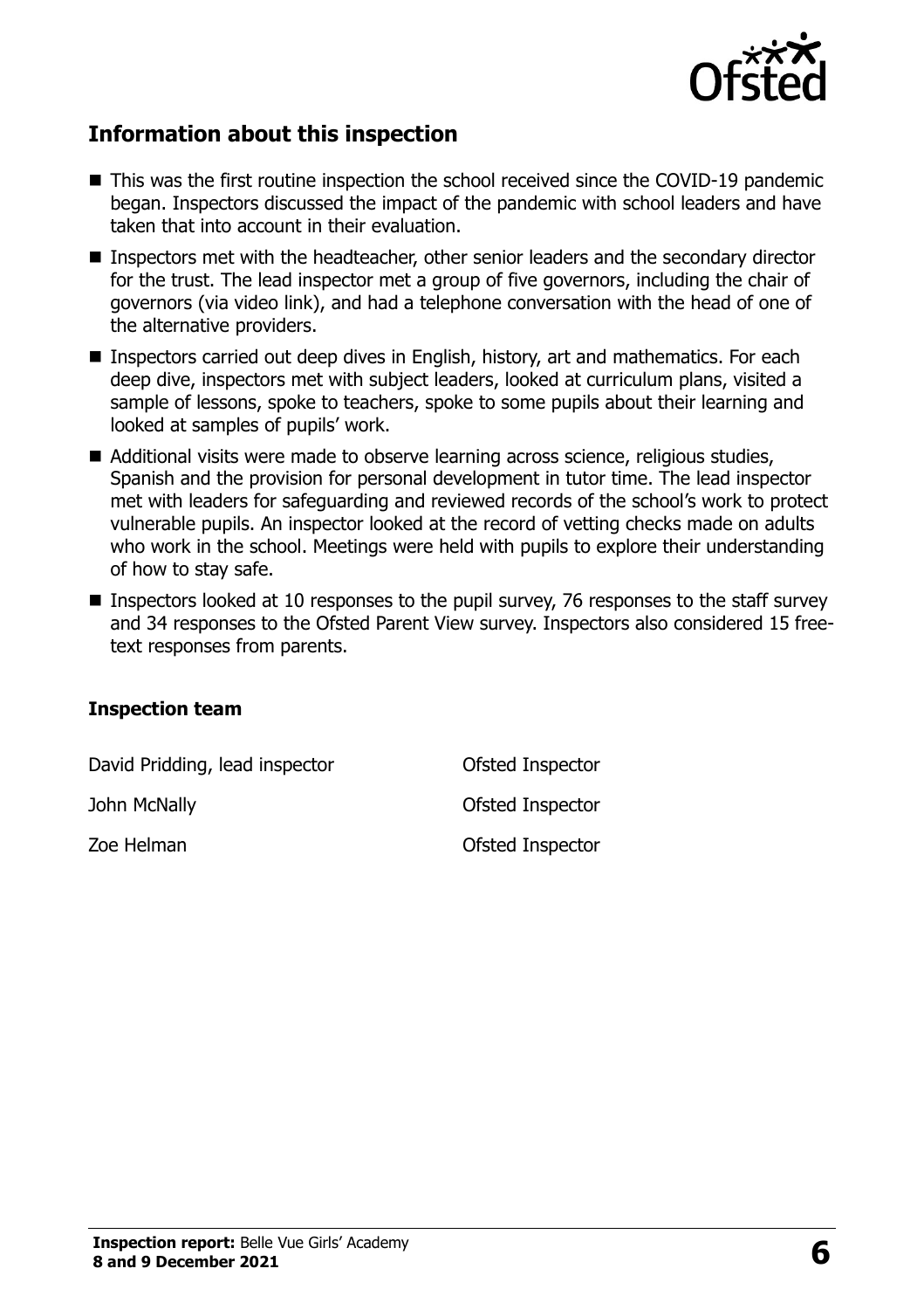## Information about this inspection

- This was the first routine inspection the school received since the COVID-19 pandemic began. Inspectors discussed the impact of the pandemic with school leaders and have taken that into account in their evaluation.
- Inspectors met with the headteacher, other senior leaders and the secondary director for the trust. The lead inspector met a group of five governors, including the chair of governors (via video link), and had a telephone conversation with the head of one of the alternative providers.
- Inspectors carried out deep dives in English, history, art and mathematics. For each deep dive, inspectors met with subject leaders, looked at curriculum plans, visited a sample of lessons, spoke to teachers, spoke to some pupils about their learning and looked at samples of pupils' work.
- Additional visits were made to observe learning across science, religious studies, Spanish and the provision for personal development in tutor time. The lead inspector met with leaders for safeguarding and reviewed records of the school's work to protect vulnerable pupils. An inspector looked at the record of vetting checks made on adults who work in the school. Meetings were held with pupils to explore their understanding of how to stay safe.
- Inspectors looked at 10 responses to the pupil survey, 76 responses to the staff survey and 34 responses to the Ofsted Parent View survey. Inspectors also considered 15 free-text responses from parents.

### Inspection team

| | |
|---|---|
| David Pridding, lead inspector | Ofsted Inspector |
| John McNally | Ofsted Inspector |
| Zoe Helman | Ofsted Inspector |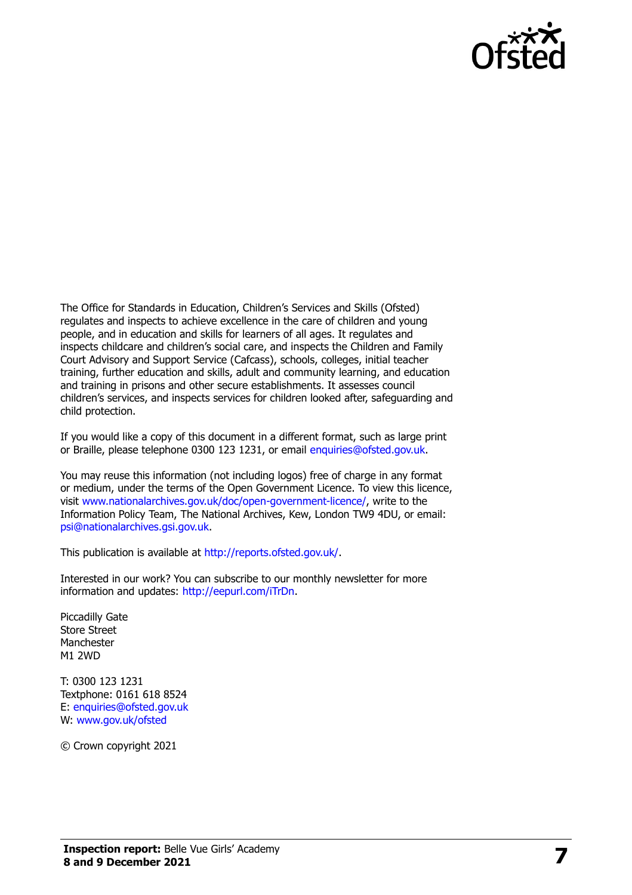The Office for Standards in Education, Children's Services and Skills (Ofsted) regulates and inspects to achieve excellence in the care of children and young people, and in education and skills for learners of all ages. It regulates and inspects childcare and children's social care, and inspects the Children and Family Court Advisory and Support Service (Cafcass), schools, colleges, initial teacher training, further education and skills, adult and community learning, and education and training in prisons and other secure establishments. It assesses council children's services, and inspects services for children looked after, safeguarding and child protection.

If you would like a copy of this document in a different format, such as large print or Braille, please telephone 0300 123 1231, or email enquiries@ofsted.gov.uk.

You may reuse this information (not including logos) free of charge in any format or medium, under the terms of the Open Government Licence. To view this licence, visit www.nationalarchives.gov.uk/doc/open-government-licence/, write to the Information Policy Team, The National Archives, Kew, London TW9 4DU, or email: psi@nationalarchives.gsi.gov.uk.

This publication is available at http://reports.ofsted.gov.uk/.

Interested in our work? You can subscribe to our monthly newsletter for more information and updates: http://eepurl.com/iTrDn.

Piccadilly Gate
Store Street
Manchester
M1 2WD

T: 0300 123 1231
Textphone: 0161 618 8524
E: enquiries@ofsted.gov.uk
W: www.gov.uk/ofsted

© Crown copyright 2021